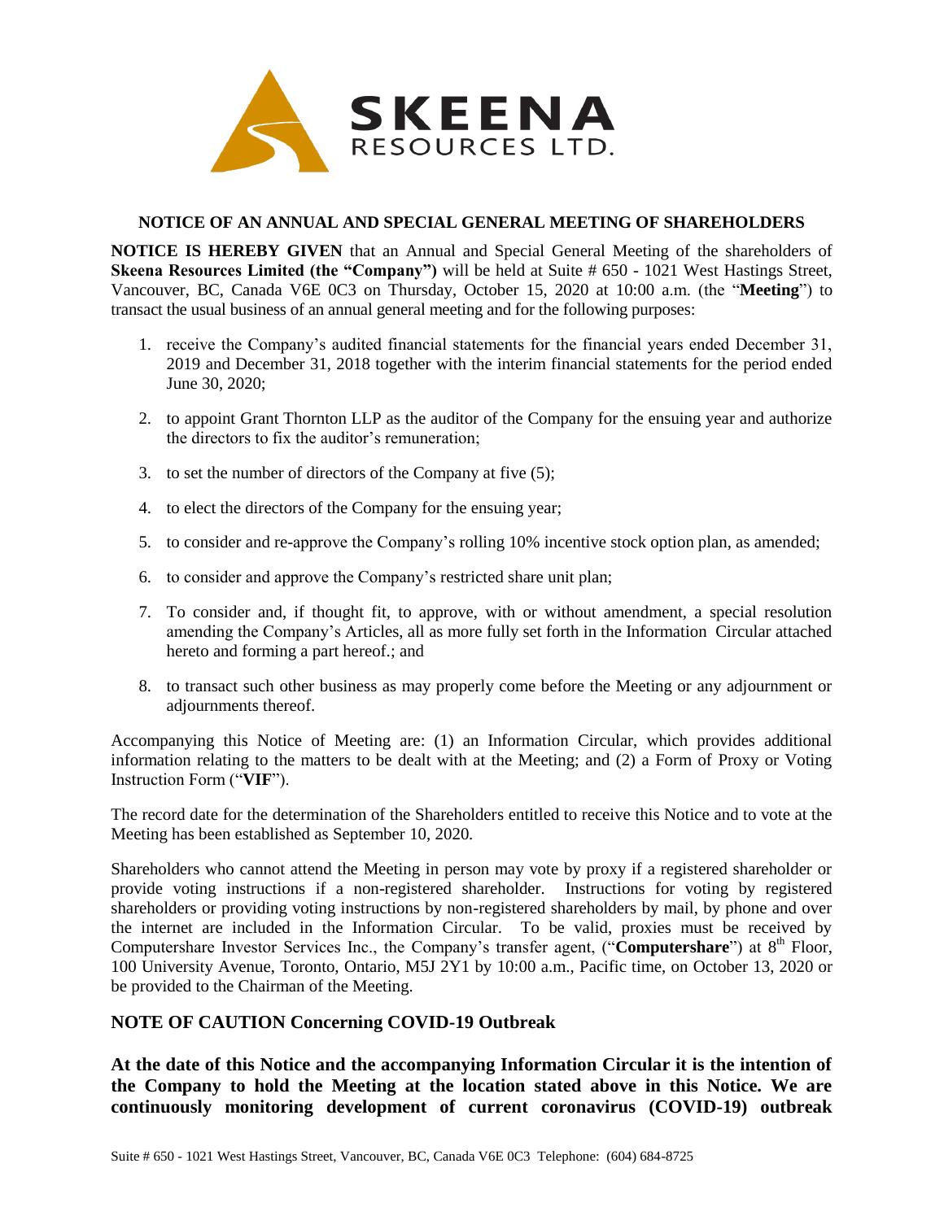SKEENA RESOURCES LTD.

## NOTICE OF AN ANNUAL AND SPECIAL GENERAL MEETING OF SHAREHOLDERS

**NOTICE IS HEREBY GIVEN** that an Annual and Special General Meeting of the shareholders of **Skeena Resources Limited (the "Company")** will be held at Suite # 650 - 1021 West Hastings Street, Vancouver, BC, Canada V6E 0C3 on Thursday, October 15, 2020 at 10:00 a.m. (the "**Meeting**") to transact the usual business of an annual general meeting and for the following purposes:

1. receive the Company's audited financial statements for the financial years ended December 31, 2019 and December 31, 2018 together with the interim financial statements for the period ended June 30, 2020;
2. to appoint Grant Thornton LLP as the auditor of the Company for the ensuing year and authorize the directors to fix the auditor's remuneration;
3. to set the number of directors of the Company at five (5);
4. to elect the directors of the Company for the ensuing year;
5. to consider and re-approve the Company's rolling 10% incentive stock option plan, as amended;
6. to consider and approve the Company's restricted share unit plan;
7. To consider and, if thought fit, to approve, with or without amendment, a special resolution amending the Company's Articles, all as more fully set forth in the Information Circular attached hereto and forming a part hereof.; and
8. to transact such other business as may properly come before the Meeting or any adjournment or adjournments thereof.

Accompanying this Notice of Meeting are: (1) an Information Circular, which provides additional information relating to the matters to be dealt with at the Meeting; and (2) a Form of Proxy or Voting Instruction Form ("**VIF**").

The record date for the determination of the Shareholders entitled to receive this Notice and to vote at the Meeting has been established as September 10, 2020.

Shareholders who cannot attend the Meeting in person may vote by proxy if a registered shareholder or provide voting instructions if a non-registered shareholder. Instructions for voting by registered shareholders or providing voting instructions by non-registered shareholders by mail, by phone and over the internet are included in the Information Circular. To be valid, proxies must be received by Computershare Investor Services Inc., the Company's transfer agent, ("**Computershare**") at 8th Floor, 100 University Avenue, Toronto, Ontario, M5J 2Y1 by 10:00 a.m., Pacific time, on October 13, 2020 or be provided to the Chairman of the Meeting.

## NOTE OF CAUTION Concerning COVID-19 Outbreak

**At the date of this Notice and the accompanying Information Circular it is the intention of the Company to hold the Meeting at the location stated above in this Notice. We are continuously monitoring development of current coronavirus (COVID-19) outbreak**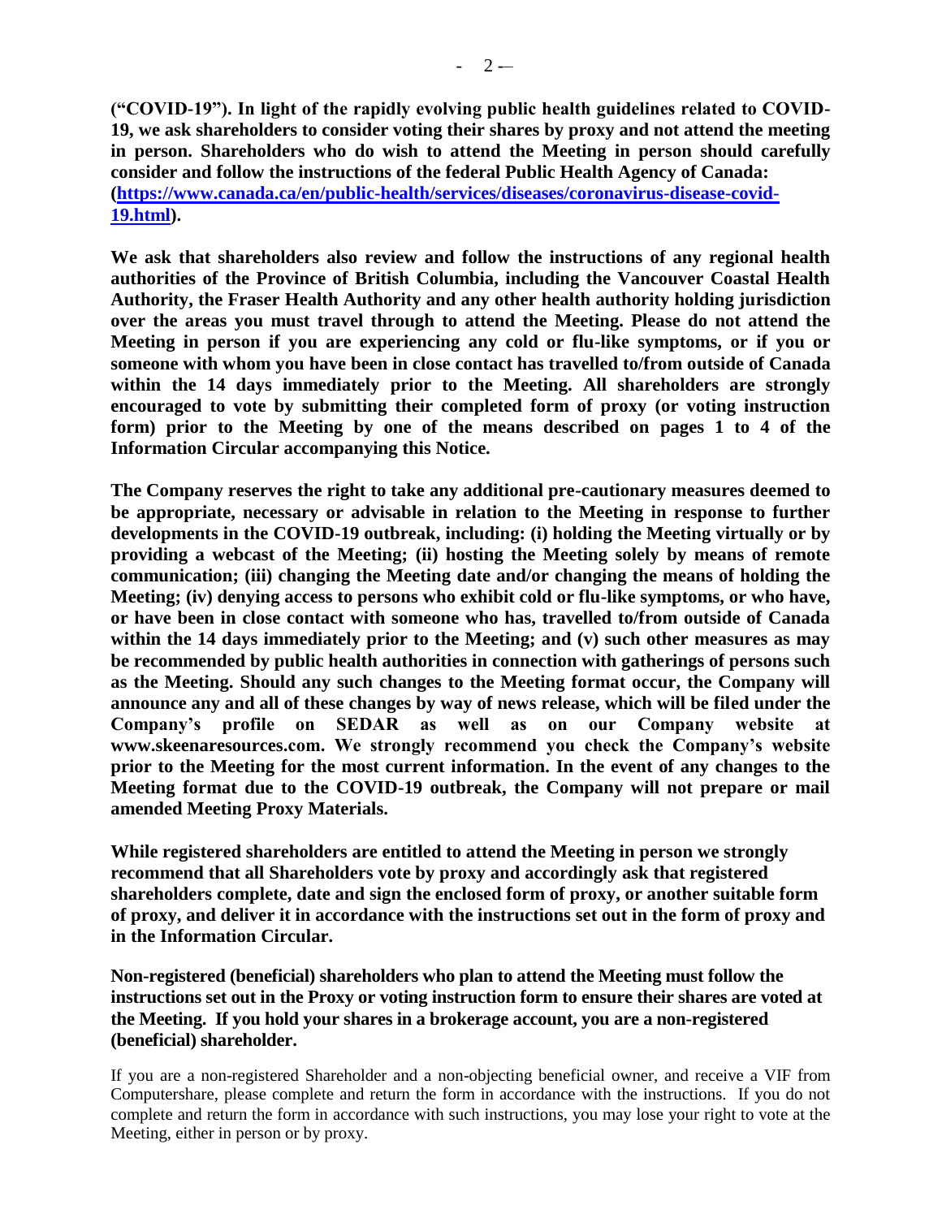**("COVID-19"). In light of the rapidly evolving public health guidelines related to COVID-19, we ask shareholders to consider voting their shares by proxy and not attend the meeting in person. Shareholders who do wish to attend the Meeting in person should carefully consider and follow the instructions of the federal Public Health Agency of Canada: ([https://www.canada.ca/en/public-health/services/diseases/coronavirus-disease-covid-19.html](https://www.canada.ca/en/public-health/services/diseases/coronavirus-disease-covid-19.html)).**

**We ask that shareholders also review and follow the instructions of any regional health authorities of the Province of British Columbia, including the Vancouver Coastal Health Authority, the Fraser Health Authority and any other health authority holding jurisdiction over the areas you must travel through to attend the Meeting. Please do not attend the Meeting in person if you are experiencing any cold or flu-like symptoms, or if you or someone with whom you have been in close contact has travelled to/from outside of Canada within the 14 days immediately prior to the Meeting. All shareholders are strongly encouraged to vote by submitting their completed form of proxy (or voting instruction form) prior to the Meeting by one of the means described on pages 1 to 4 of the Information Circular accompanying this Notice.**

**The Company reserves the right to take any additional pre-cautionary measures deemed to be appropriate, necessary or advisable in relation to the Meeting in response to further developments in the COVID-19 outbreak, including: (i) holding the Meeting virtually or by providing a webcast of the Meeting; (ii) hosting the Meeting solely by means of remote communication; (iii) changing the Meeting date and/or changing the means of holding the Meeting; (iv) denying access to persons who exhibit cold or flu-like symptoms, or who have, or have been in close contact with someone who has, travelled to/from outside of Canada within the 14 days immediately prior to the Meeting; and (v) such other measures as may be recommended by public health authorities in connection with gatherings of persons such as the Meeting. Should any such changes to the Meeting format occur, the Company will announce any and all of these changes by way of news release, which will be filed under the Company's profile on SEDAR as well as on our Company website at www.skeenaresources.com. We strongly recommend you check the Company's website prior to the Meeting for the most current information. In the event of any changes to the Meeting format due to the COVID-19 outbreak, the Company will not prepare or mail amended Meeting Proxy Materials.**

**While registered shareholders are entitled to attend the Meeting in person we strongly recommend that all Shareholders vote by proxy and accordingly ask that registered shareholders complete, date and sign the enclosed form of proxy, or another suitable form of proxy, and deliver it in accordance with the instructions set out in the form of proxy and in the Information Circular.**

**Non-registered (beneficial) shareholders who plan to attend the Meeting must follow the instructions set out in the Proxy or voting instruction form to ensure their shares are voted at the Meeting. If you hold your shares in a brokerage account, you are a non-registered (beneficial) shareholder.**

If you are a non-registered Shareholder and a non-objecting beneficial owner, and receive a VIF from Computershare, please complete and return the form in accordance with the instructions. If you do not complete and return the form in accordance with such instructions, you may lose your right to vote at the Meeting, either in person or by proxy.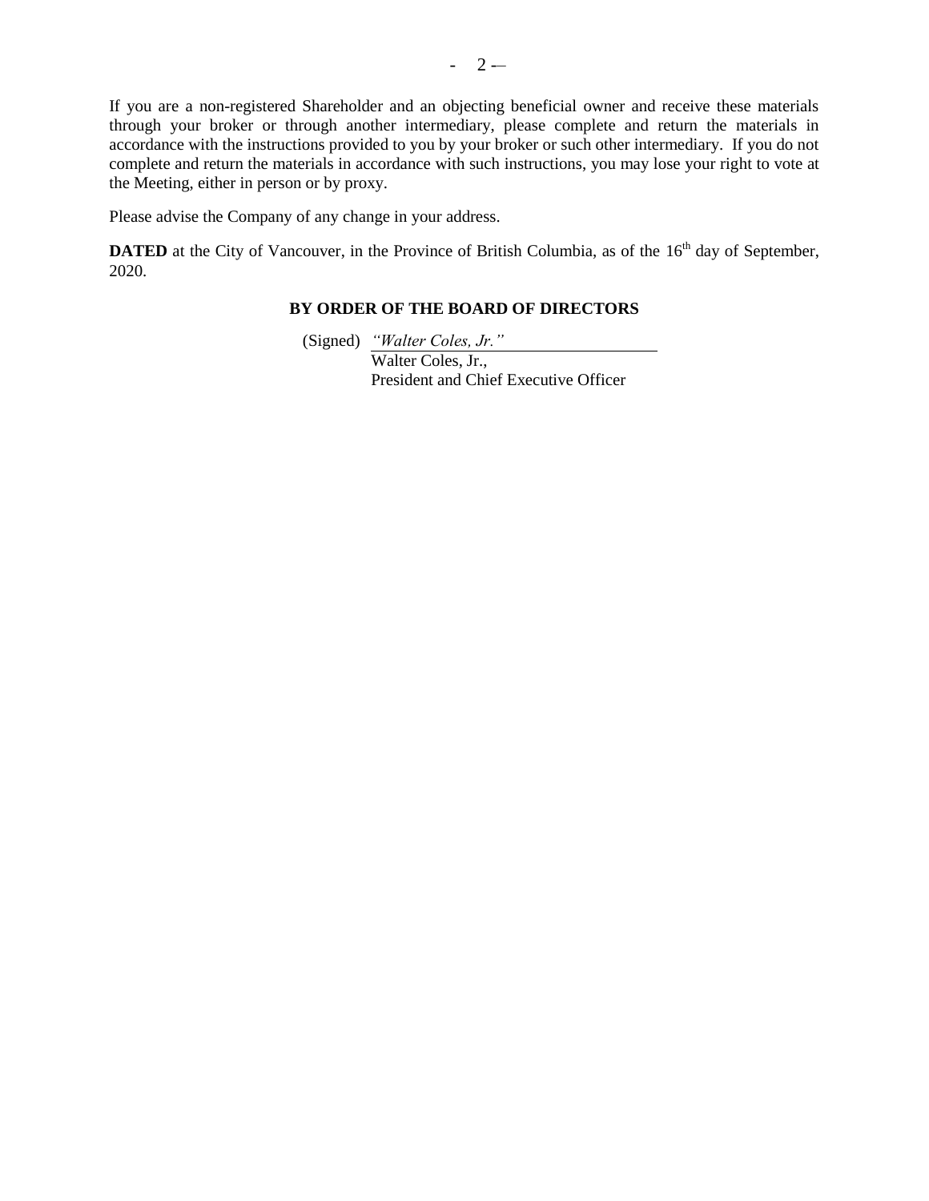If you are a non-registered Shareholder and an objecting beneficial owner and receive these materials through your broker or through another intermediary, please complete and return the materials in accordance with the instructions provided to you by your broker or such other intermediary. If you do not complete and return the materials in accordance with such instructions, you may lose your right to vote at the Meeting, either in person or by proxy.

Please advise the Company of any change in your address.

**DATED** at the City of Vancouver, in the Province of British Columbia, as of the 16th day of September, 2020.

**BY ORDER OF THE BOARD OF DIRECTORS**

(Signed) *"Walter Coles, Jr."*

Walter Coles, Jr.,
President and Chief Executive Officer